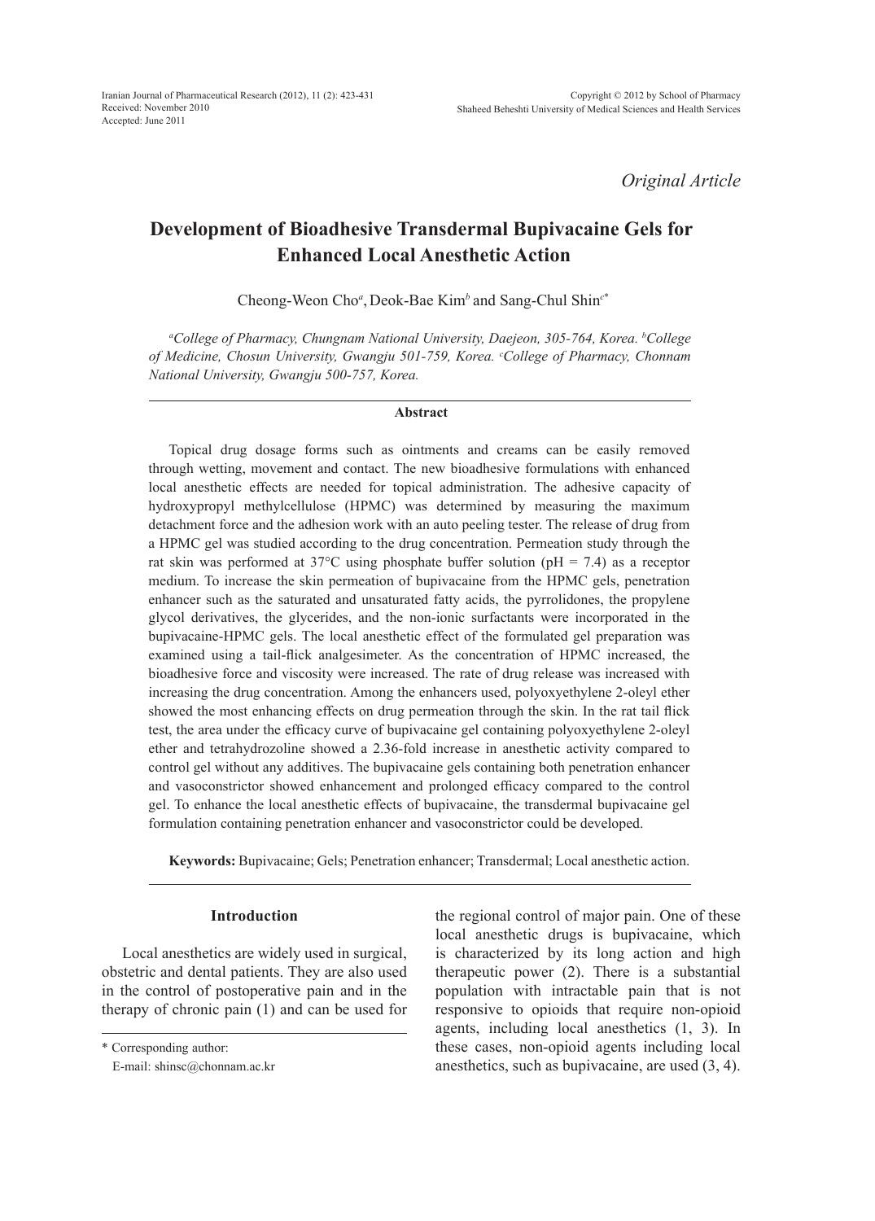*Original Article*

# Development of Bioadhesive Transdermal Bupivacaine Gels for Enhanced Local Anesthetic Action

Cheong-Weon Cho[a], Deok-Bae Kim[b] and Sang-Chul Shin[c*]

*[a]College of Pharmacy, Chungnam National University, Daejeon, 305-764, Korea. [b]College of Medicine, Chosun University, Gwangju 501-759, Korea. [c]College of Pharmacy, Chonnam National University, Gwangju 500-757, Korea.*

## Abstract

Topical drug dosage forms such as ointments and creams can be easily removed through wetting, movement and contact. The new bioadhesive formulations with enhanced local anesthetic effects are needed for topical administration. The adhesive capacity of hydroxypropyl methylcellulose (HPMC) was determined by measuring the maximum detachment force and the adhesion work with an auto peeling tester. The release of drug from a HPMC gel was studied according to the drug concentration. Permeation study through the rat skin was performed at 37°C using phosphate buffer solution (pH = 7.4) as a receptor medium. To increase the skin permeation of bupivacaine from the HPMC gels, penetration enhancer such as the saturated and unsaturated fatty acids, the pyrrolidones, the propylene glycol derivatives, the glycerides, and the non-ionic surfactants were incorporated in the bupivacaine-HPMC gels. The local anesthetic effect of the formulated gel preparation was examined using a tail-flick analgesimeter. As the concentration of HPMC increased, the bioadhesive force and viscosity were increased. The rate of drug release was increased with increasing the drug concentration. Among the enhancers used, polyoxyethylene 2-oleyl ether showed the most enhancing effects on drug permeation through the skin. In the rat tail flick test, the area under the efficacy curve of bupivacaine gel containing polyoxyethylene 2-oleyl ether and tetrahydrozoline showed a 2.36-fold increase in anesthetic activity compared to control gel without any additives. The bupivacaine gels containing both penetration enhancer and vasoconstrictor showed enhancement and prolonged efficacy compared to the control gel. To enhance the local anesthetic effects of bupivacaine, the transdermal bupivacaine gel formulation containing penetration enhancer and vasoconstrictor could be developed.

**Keywords:** Bupivacaine; Gels; Penetration enhancer; Transdermal; Local anesthetic action.

## Introduction

Local anesthetics are widely used in surgical, obstetric and dental patients. They are also used in the control of postoperative pain and in the therapy of chronic pain (1) and can be used for the regional control of major pain. One of these local anesthetic drugs is bupivacaine, which is characterized by its long action and high therapeutic power (2). There is a substantial population with intractable pain that is not responsive to opioids that require non-opioid agents, including local anesthetics (1, 3). In these cases, non-opioid agents including local anesthetics, such as bupivacaine, are used (3, 4).

\* Corresponding author:
E-mail: shinsc@chonnam.ac.kr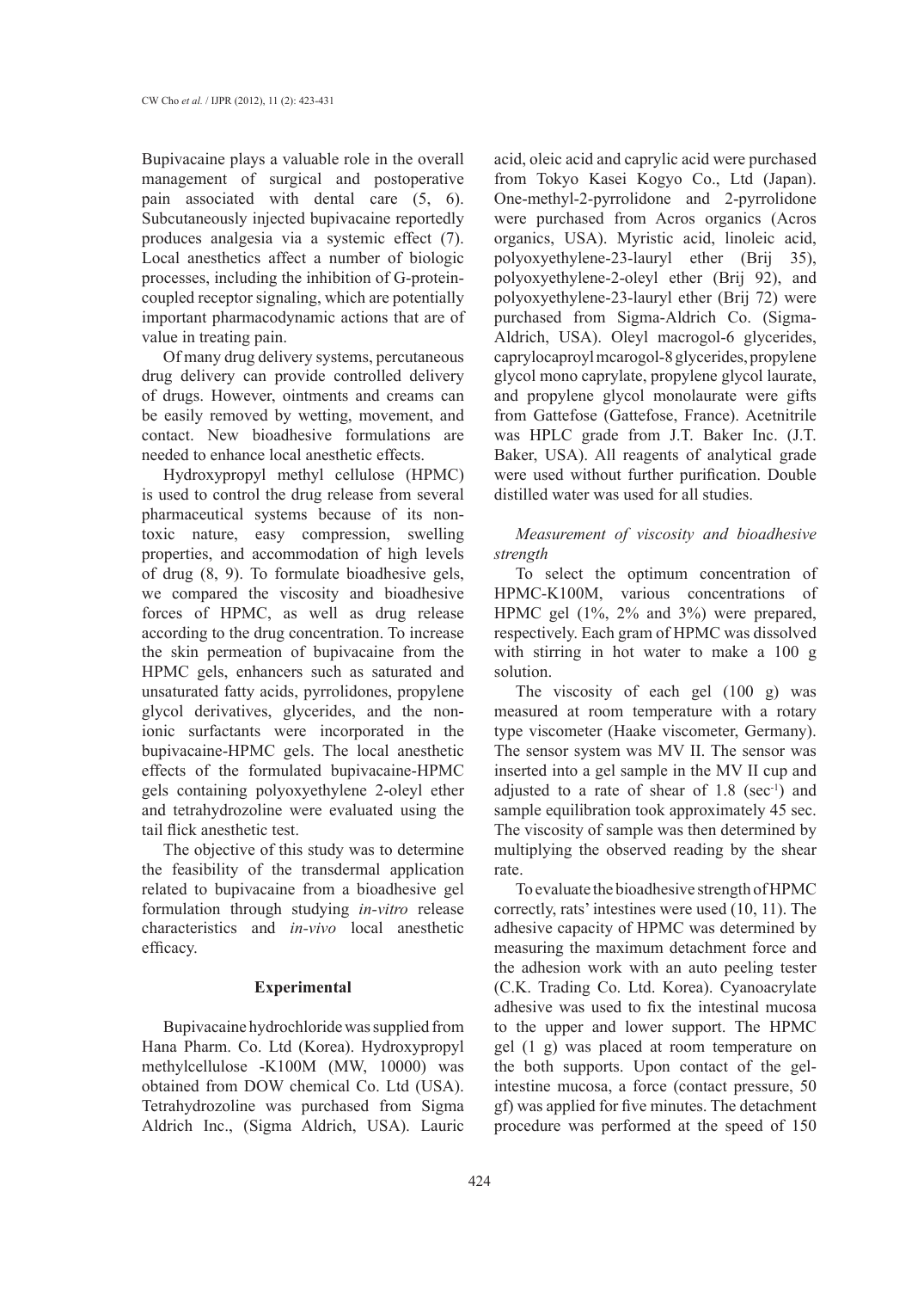Bupivacaine plays a valuable role in the overall management of surgical and postoperative pain associated with dental care (5, 6). Subcutaneously injected bupivacaine reportedly produces analgesia via a systemic effect (7). Local anesthetics affect a number of biologic processes, including the inhibition of G-protein-coupled receptor signaling, which are potentially important pharmacodynamic actions that are of value in treating pain.

Of many drug delivery systems, percutaneous drug delivery can provide controlled delivery of drugs. However, ointments and creams can be easily removed by wetting, movement, and contact. New bioadhesive formulations are needed to enhance local anesthetic effects.

Hydroxypropyl methyl cellulose (HPMC) is used to control the drug release from several pharmaceutical systems because of its non-toxic nature, easy compression, swelling properties, and accommodation of high levels of drug (8, 9). To formulate bioadhesive gels, we compared the viscosity and bioadhesive forces of HPMC, as well as drug release according to the drug concentration. To increase the skin permeation of bupivacaine from the HPMC gels, enhancers such as saturated and unsaturated fatty acids, pyrrolidones, propylene glycol derivatives, glycerides, and the non-ionic surfactants were incorporated in the bupivacaine-HPMC gels. The local anesthetic effects of the formulated bupivacaine-HPMC gels containing polyoxyethylene 2-oleyl ether and tetrahydrozoline were evaluated using the tail flick anesthetic test.

The objective of this study was to determine the feasibility of the transdermal application related to bupivacaine from a bioadhesive gel formulation through studying *in-vitro* release characteristics and *in-vivo* local anesthetic efficacy.

## Experimental

Bupivacaine hydrochloride was supplied from Hana Pharm. Co. Ltd (Korea). Hydroxypropyl methylcellulose -K100M (MW, 10000) was obtained from DOW chemical Co. Ltd (USA). Tetrahydrozoline was purchased from Sigma Aldrich Inc., (Sigma Aldrich, USA). Lauric acid, oleic acid and caprylic acid were purchased from Tokyo Kasei Kogyo Co., Ltd (Japan). One-methyl-2-pyrrolidone and 2-pyrrolidone were purchased from Acros organics (Acros organics, USA). Myristic acid, linoleic acid, polyoxyethylene-23-lauryl ether (Brij 35), polyoxyethylene-2-oleyl ether (Brij 92), and polyoxyethylene-23-lauryl ether (Brij 72) were purchased from Sigma-Aldrich Co. (Sigma-Aldrich, USA). Oleyl macrogol-6 glycerides, caprylocaproyl mcarogol-8 glycerides, propylene glycol mono caprylate, propylene glycol laurate, and propylene glycol monolaurate were gifts from Gattefose (Gattefose, France). Acetnitrile was HPLC grade from J.T. Baker Inc. (J.T. Baker, USA). All reagents of analytical grade were used without further purification. Double distilled water was used for all studies.

### *Measurement of viscosity and bioadhesive strength*

To select the optimum concentration of HPMC-K100M, various concentrations of HPMC gel (1%, 2% and 3%) were prepared, respectively. Each gram of HPMC was dissolved with stirring in hot water to make a 100 g solution.

The viscosity of each gel (100 g) was measured at room temperature with a rotary type viscometer (Haake viscometer, Germany). The sensor system was MV II. The sensor was inserted into a gel sample in the MV II cup and adjusted to a rate of shear of 1.8 ($sec^{-1}$) and sample equilibration took approximately 45 sec. The viscosity of sample was then determined by multiplying the observed reading by the shear rate.

To evaluate the bioadhesive strength of HPMC correctly, rats' intestines were used (10, 11). The adhesive capacity of HPMC was determined by measuring the maximum detachment force and the adhesion work with an auto peeling tester (C.K. Trading Co. Ltd. Korea). Cyanoacrylate adhesive was used to fix the intestinal mucosa to the upper and lower support. The HPMC gel (1 g) was placed at room temperature on the both supports. Upon contact of the gel-intestine mucosa, a force (contact pressure, 50 gf) was applied for five minutes. The detachment procedure was performed at the speed of 150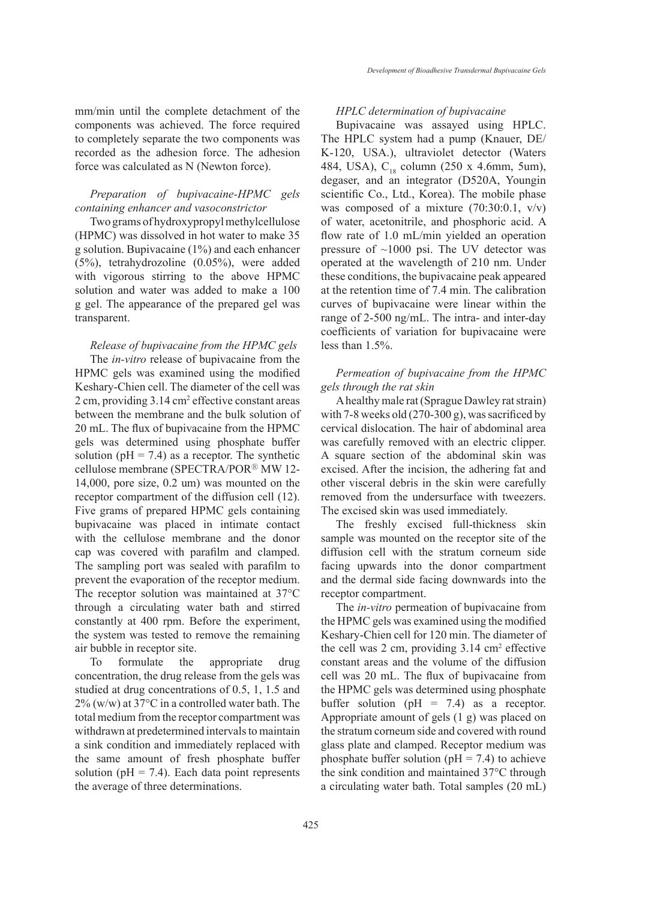mm/min until the complete detachment of the components was achieved. The force required to completely separate the two components was recorded as the adhesion force. The adhesion force was calculated as N (Newton force).

*Preparation of bupivacaine-HPMC gels containing enhancer and vasoconstrictor*

Two grams of hydroxypropyl methylcellulose (HPMC) was dissolved in hot water to make 35 g solution. Bupivacaine (1%) and each enhancer (5%), tetrahydrozoline (0.05%), were added with vigorous stirring to the above HPMC solution and water was added to make a 100 g gel. The appearance of the prepared gel was transparent.

*Release of bupivacaine from the HPMC gels*

The *in-vitro* release of bupivacaine from the HPMC gels was examined using the modified Keshary-Chien cell. The diameter of the cell was 2 cm, providing 3.14 $cm^2$ effective constant areas between the membrane and the bulk solution of 20 mL. The flux of bupivacaine from the HPMC gels was determined using phosphate buffer solution (pH = 7.4) as a receptor. The synthetic cellulose membrane (SPECTRA/POR® MW 12-14,000, pore size, 0.2 um) was mounted on the receptor compartment of the diffusion cell (12). Five grams of prepared HPMC gels containing bupivacaine was placed in intimate contact with the cellulose membrane and the donor cap was covered with parafilm and clamped. The sampling port was sealed with parafilm to prevent the evaporation of the receptor medium. The receptor solution was maintained at 37°C through a circulating water bath and stirred constantly at 400 rpm. Before the experiment, the system was tested to remove the remaining air bubble in receptor site.

To formulate the appropriate drug concentration, the drug release from the gels was studied at drug concentrations of 0.5, 1, 1.5 and 2% (w/w) at 37°C in a controlled water bath. The total medium from the receptor compartment was withdrawn at predetermined intervals to maintain a sink condition and immediately replaced with the same amount of fresh phosphate buffer solution (pH = 7.4). Each data point represents the average of three determinations.

*HPLC determination of bupivacaine*

Bupivacaine was assayed using HPLC. The HPLC system had a pump (Knauer, DE/K-120, USA.), ultraviolet detector (Waters 484, USA), $C_{18}$ column (250 x 4.6mm, 5um), degaser, and an integrator (D520A, Youngin scientific Co., Ltd., Korea). The mobile phase was composed of a mixture (70:30:0.1, v/v) of water, acetonitrile, and phosphoric acid. A flow rate of 1.0 mL/min yielded an operation pressure of ~1000 psi. The UV detector was operated at the wavelength of 210 nm. Under these conditions, the bupivacaine peak appeared at the retention time of 7.4 min. The calibration curves of bupivacaine were linear within the range of 2-500 ng/mL. The intra- and inter-day coefficients of variation for bupivacaine were less than 1.5%.

*Permeation of bupivacaine from the HPMC gels through the rat skin*

A healthy male rat (Sprague Dawley rat strain) with 7-8 weeks old (270-300 g), was sacrificed by cervical dislocation. The hair of abdominal area was carefully removed with an electric clipper. A square section of the abdominal skin was excised. After the incision, the adhering fat and other visceral debris in the skin were carefully removed from the undersurface with tweezers. The excised skin was used immediately.

The freshly excised full-thickness skin sample was mounted on the receptor site of the diffusion cell with the stratum corneum side facing upwards into the donor compartment and the dermal side facing downwards into the receptor compartment.

The *in-vitro* permeation of bupivacaine from the HPMC gels was examined using the modified Keshary-Chien cell for 120 min. The diameter of the cell was 2 cm, providing 3.14 $cm^2$ effective constant areas and the volume of the diffusion cell was 20 mL. The flux of bupivacaine from the HPMC gels was determined using phosphate buffer solution (pH = 7.4) as a receptor. Appropriate amount of gels (1 g) was placed on the stratum corneum side and covered with round glass plate and clamped. Receptor medium was phosphate buffer solution (pH = 7.4) to achieve the sink condition and maintained 37°C through a circulating water bath. Total samples (20 mL)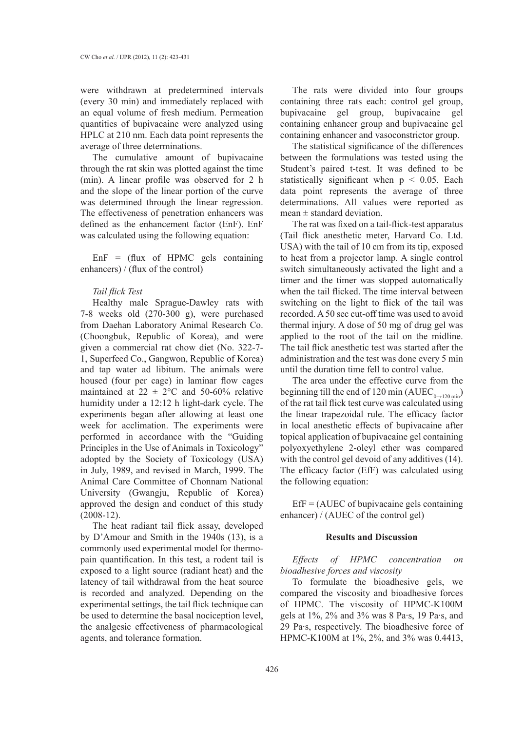were withdrawn at predetermined intervals (every 30 min) and immediately replaced with an equal volume of fresh medium. Permeation quantities of bupivacaine were analyzed using HPLC at 210 nm. Each data point represents the average of three determinations.

The cumulative amount of bupivacaine through the rat skin was plotted against the time (min). A linear profile was observed for 2 h and the slope of the linear portion of the curve was determined through the linear regression. The effectiveness of penetration enhancers was defined as the enhancement factor (EnF). EnF was calculated using the following equation:

EnF = (flux of HPMC gels containing enhancers) / (flux of the control)

*Tail flick Test*

Healthy male Sprague-Dawley rats with 7-8 weeks old (270-300 g), were purchased from Daehan Laboratory Animal Research Co. (Choongbuk, Republic of Korea), and were given a commercial rat chow diet (No. 322-7-1, Superfeed Co., Gangwon, Republic of Korea) and tap water ad libitum. The animals were housed (four per cage) in laminar flow cages maintained at 22 ± 2°C and 50-60% relative humidity under a 12:12 h light-dark cycle. The experiments began after allowing at least one week for acclimation. The experiments were performed in accordance with the "Guiding Principles in the Use of Animals in Toxicology" adopted by the Society of Toxicology (USA) in July, 1989, and revised in March, 1999. The Animal Care Committee of Chonnam National University (Gwangju, Republic of Korea) approved the design and conduct of this study (2008-12).

The heat radiant tail flick assay, developed by D'Amour and Smith in the 1940s (13), is a commonly used experimental model for thermo-pain quantification. In this test, a rodent tail is exposed to a light source (radiant heat) and the latency of tail withdrawal from the heat source is recorded and analyzed. Depending on the experimental settings, the tail flick technique can be used to determine the basal nociception level, the analgesic effectiveness of pharmacological agents, and tolerance formation.

The rats were divided into four groups containing three rats each: control gel group, bupivacaine gel group, bupivacaine gel containing enhancer group and bupivacaine gel containing enhancer and vasoconstrictor group.

The statistical significance of the differences between the formulations was tested using the Student's paired t-test. It was defined to be statistically significant when $p < 0.05$. Each data point represents the average of three determinations. All values were reported as mean ± standard deviation.

The rat was fixed on a tail-flick-test apparatus (Tail flick anesthetic meter, Harvard Co. Ltd. USA) with the tail of 10 cm from its tip, exposed to heat from a projector lamp. A single control switch simultaneously activated the light and a timer and the timer was stopped automatically when the tail flicked. The time interval between switching on the light to flick of the tail was recorded. A 50 sec cut-off time was used to avoid thermal injury. A dose of 50 mg of drug gel was applied to the root of the tail on the midline. The tail flick anesthetic test was started after the administration and the test was done every 5 min until the duration time fell to control value.

The area under the effective curve from the beginning till the end of 120 min ($AUEC_{0\rightarrow120\,min}$) of the rat tail flick test curve was calculated using the linear trapezoidal rule. The efficacy factor in local anesthetic effects of bupivacaine after topical application of bupivacaine gel containing polyoxyethylene 2-oleyl ether was compared with the control gel devoid of any additives (14). The efficacy factor (EfF) was calculated using the following equation:

EfF = (AUEC of bupivacaine gels containing enhancer) / (AUEC of the control gel)

## Results and Discussion

*Effects of HPMC concentration on bioadhesive forces and viscosity*

To formulate the bioadhesive gels, we compared the viscosity and bioadhesive forces of HPMC. The viscosity of HPMC-K100M gels at 1%, 2% and 3% was 8 Pa·s, 19 Pa·s, and 29 Pa·s, respectively. The bioadhesive force of HPMC-K100M at 1%, 2%, and 3% was 0.4413,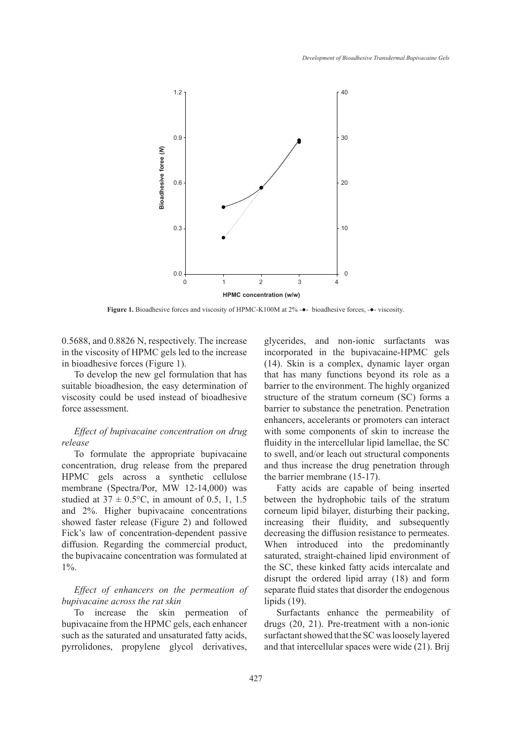**Figure 1.** Bioadhesive forces and viscosity of HPMC-K100M at 2% -●- bioadhesive forces, -●- viscosity.

0.5688, and 0.8826 N, respectively. The increase in the viscosity of HPMC gels led to the increase in bioadhesive forces (Figure 1).

To develop the new gel formulation that has suitable bioadhesion, the easy determination of viscosity could be used instead of bioadhesive force assessment.

### *Effect of bupivacaine concentration on drug release*

To formulate the appropriate bupivacaine concentration, drug release from the prepared HPMC gels across a synthetic cellulose membrane (Spectra/Por, MW 12-14,000) was studied at $37 \pm 0.5$°C, in amount of 0.5, 1, 1.5 and 2%. Higher bupivacaine concentrations showed faster release (Figure 2) and followed Fick's law of concentration-dependent passive diffusion. Regarding the commercial product, the bupivacaine concentration was formulated at 1%.

### *Effect of enhancers on the permeation of bupivacaine across the rat skin*

To increase the skin permeation of bupivacaine from the HPMC gels, each enhancer such as the saturated and unsaturated fatty acids, pyrrolidones, propylene glycol derivatives, glycerides, and non-ionic surfactants was incorporated in the bupivacaine-HPMC gels (14). Skin is a complex, dynamic layer organ that has many functions beyond its role as a barrier to the environment. The highly organized structure of the stratum corneum (SC) forms a barrier to substance the penetration. Penetration enhancers, accelerants or promoters can interact with some components of skin to increase the fluidity in the intercellular lipid lamellae, the SC to swell, and/or leach out structural components and thus increase the drug penetration through the barrier membrane (15-17).

Fatty acids are capable of being inserted between the hydrophobic tails of the stratum corneum lipid bilayer, disturbing their packing, increasing their fluidity, and subsequently decreasing the diffusion resistance to permeates. When introduced into the predominantly saturated, straight-chained lipid environment of the SC, these kinked fatty acids intercalate and disrupt the ordered lipid array (18) and form separate fluid states that disorder the endogenous lipids (19).

Surfactants enhance the permeability of drugs (20, 21). Pre-treatment with a non-ionic surfactant showed that the SC was loosely layered and that intercellular spaces were wide (21). Brij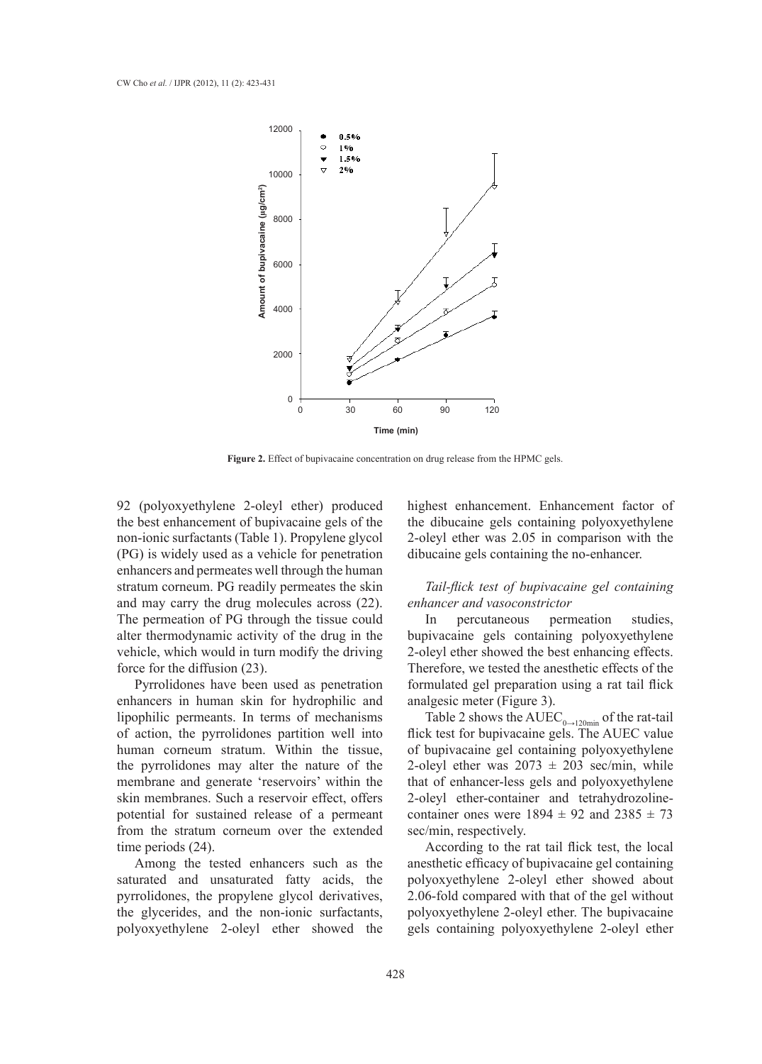**Figure 2.** Effect of bupivacaine concentration on drug release from the HPMC gels.

92 (polyoxyethylene 2-oleyl ether) produced the best enhancement of bupivacaine gels of the non-ionic surfactants (Table 1). Propylene glycol (PG) is widely used as a vehicle for penetration enhancers and permeates well through the human stratum corneum. PG readily permeates the skin and may carry the drug molecules across (22). The permeation of PG through the tissue could alter thermodynamic activity of the drug in the vehicle, which would in turn modify the driving force for the diffusion (23).

Pyrrolidones have been used as penetration enhancers in human skin for hydrophilic and lipophilic permeants. In terms of mechanisms of action, the pyrrolidones partition well into human corneum stratum. Within the tissue, the pyrrolidones may alter the nature of the membrane and generate 'reservoirs' within the skin membranes. Such a reservoir effect, offers potential for sustained release of a permeant from the stratum corneum over the extended time periods (24).

Among the tested enhancers such as the saturated and unsaturated fatty acids, the pyrrolidones, the propylene glycol derivatives, the glycerides, and the non-ionic surfactants, polyoxyethylene 2-oleyl ether showed the highest enhancement. Enhancement factor of the dibucaine gels containing polyoxyethylene 2-oleyl ether was 2.05 in comparison with the dibucaine gels containing the no-enhancer.

### *Tail-flick test of bupivacaine gel containing enhancer and vasoconstrictor*

In percutaneous permeation studies, bupivacaine gels containing polyoxyethylene 2-oleyl ether showed the best enhancing effects. Therefore, we tested the anesthetic effects of the formulated gel preparation using a rat tail flick analgesic meter (Figure 3).

Table 2 shows the $AUEC_{0\rightarrow120min}$ of the rat-tail flick test for bupivacaine gels. The AUEC value of bupivacaine gel containing polyoxyethylene 2-oleyl ether was $2073 \pm 203$ sec/min, while that of enhancer-less gels and polyoxyethylene 2-oleyl ether-container and tetrahydrozoline-container ones were $1894 \pm 92$ and $2385 \pm 73$ sec/min, respectively.

According to the rat tail flick test, the local anesthetic efficacy of bupivacaine gel containing polyoxyethylene 2-oleyl ether showed about 2.06-fold compared with that of the gel without polyoxyethylene 2-oleyl ether. The bupivacaine gels containing polyoxyethylene 2-oleyl ether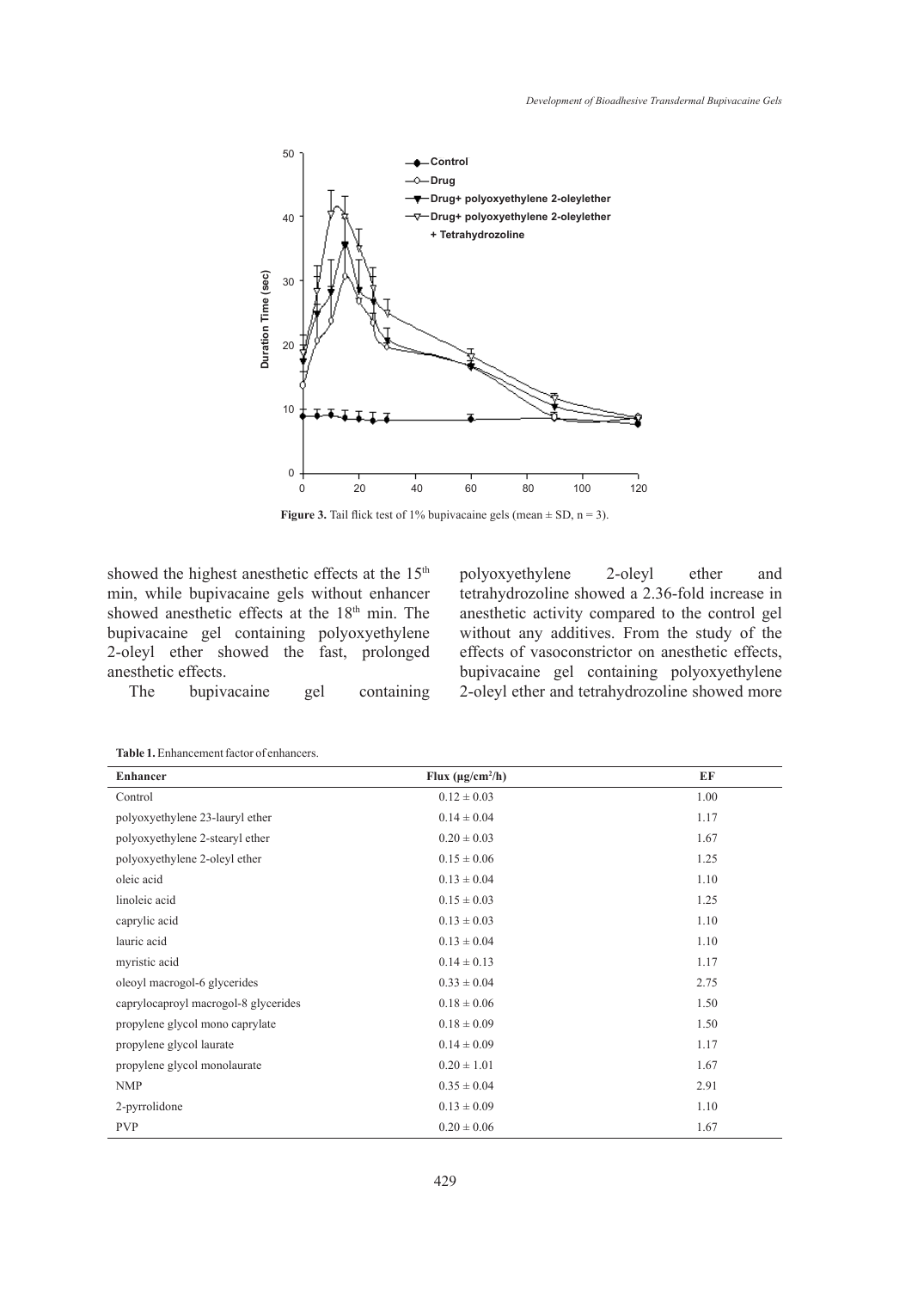**Figure 3.** Tail flick test of 1% bupivacaine gels (mean ± SD, n = 3).

showed the highest anesthetic effects at the 15th min, while bupivacaine gels without enhancer showed anesthetic effects at the 18th min. The bupivacaine gel containing polyoxyethylene 2-oleyl ether showed the fast, prolonged anesthetic effects.

The bupivacaine gel containing polyoxyethylene 2-oleyl ether and tetrahydrozoline showed a 2.36-fold increase in anesthetic activity compared to the control gel without any additives. From the study of the effects of vasoconstrictor on anesthetic effects, bupivacaine gel containing polyoxyethylene 2-oleyl ether and tetrahydrozoline showed more

**Table 1.** Enhancement factor of enhancers.

| Enhancer | Flux (μg/cm²/h) | EF |
|---|---|---|
| Control | 0.12 ± 0.03 | 1.00 |
| polyoxyethylene 23-lauryl ether | 0.14 ± 0.04 | 1.17 |
| polyoxyethylene 2-stearyl ether | 0.20 ± 0.03 | 1.67 |
| polyoxyethylene 2-oleyl ether | 0.15 ± 0.06 | 1.25 |
| oleic acid | 0.13 ± 0.04 | 1.10 |
| linoleic acid | 0.15 ± 0.03 | 1.25 |
| caprylic acid | 0.13 ± 0.03 | 1.10 |
| lauric acid | 0.13 ± 0.04 | 1.10 |
| myristic acid | 0.14 ± 0.13 | 1.17 |
| oleoyl macrogol-6 glycerides | 0.33 ± 0.04 | 2.75 |
| caprylocaproyl macrogol-8 glycerides | 0.18 ± 0.06 | 1.50 |
| propylene glycol mono caprylate | 0.18 ± 0.09 | 1.50 |
| propylene glycol laurate | 0.14 ± 0.09 | 1.17 |
| propylene glycol monolaurate | 0.20 ± 1.01 | 1.67 |
| NMP | 0.35 ± 0.04 | 2.91 |
| 2-pyrrolidone | 0.13 ± 0.09 | 1.10 |
| PVP | 0.20 ± 0.06 | 1.67 |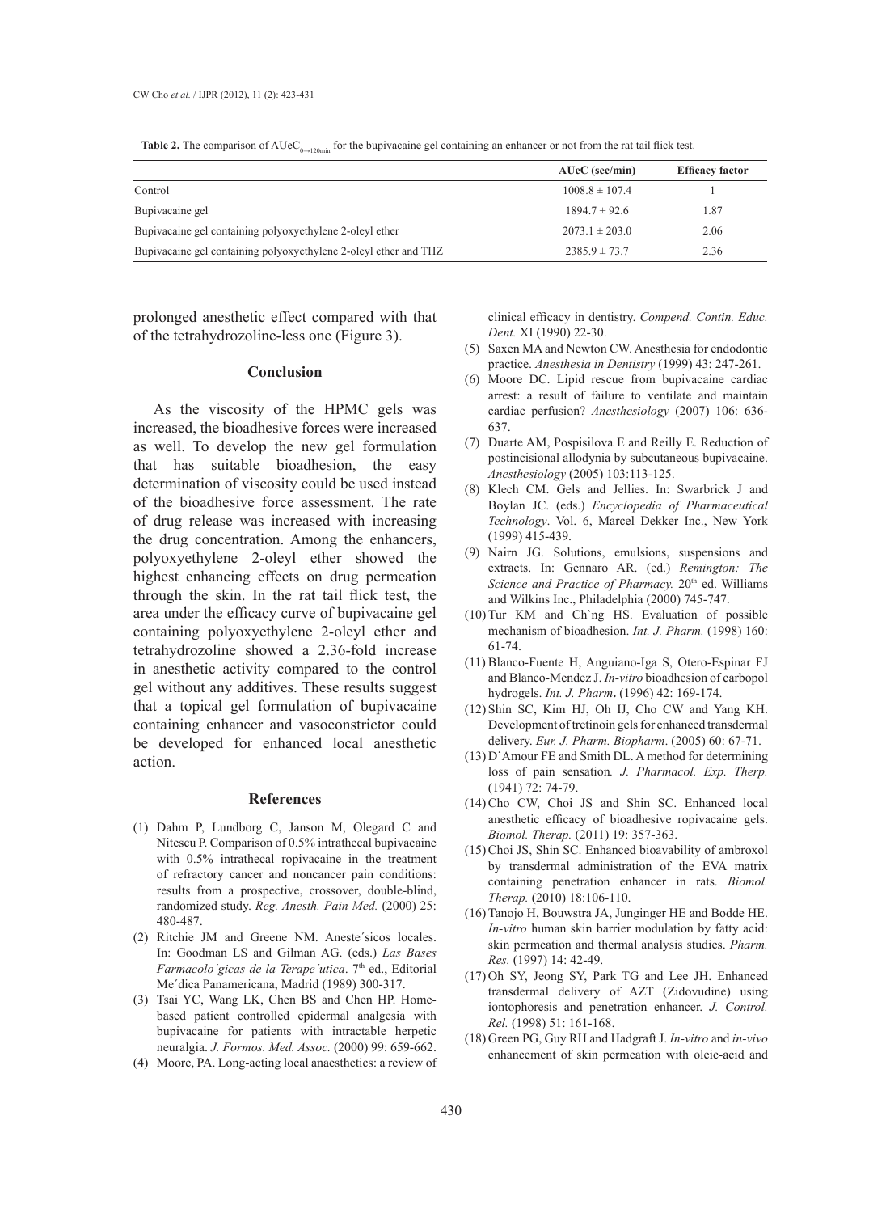**Table 2.** The comparison of $AUeC_{0\rightarrow120min}$ for the bupivacaine gel containing an enhancer or not from the rat tail flick test.

| | AUeC (sec/min) | Efficacy factor |
|---|---|---|
| Control | 1008.8 ± 107.4 | 1 |
| Bupivacaine gel | 1894.7 ± 92.6 | 1.87 |
| Bupivacaine gel containing polyoxyethylene 2-oleyl ether | 2073.1 ± 203.0 | 2.06 |
| Bupivacaine gel containing polyoxyethylene 2-oleyl ether and THZ | 2385.9 ± 73.7 | 2.36 |

prolonged anesthetic effect compared with that of the tetrahydrozoline-less one (Figure 3).

## Conclusion

As the viscosity of the HPMC gels was increased, the bioadhesive forces were increased as well. To develop the new gel formulation that has suitable bioadhesion, the easy determination of viscosity could be used instead of the bioadhesive force assessment. The rate of drug release was increased with increasing the drug concentration. Among the enhancers, polyoxyethylene 2-oleyl ether showed the highest enhancing effects on drug permeation through the skin. In the rat tail flick test, the area under the efficacy curve of bupivacaine gel containing polyoxyethylene 2-oleyl ether and tetrahydrozoline showed a 2.36-fold increase in anesthetic activity compared to the control gel without any additives. These results suggest that a topical gel formulation of bupivacaine containing enhancer and vasoconstrictor could be developed for enhanced local anesthetic action.

## References

(1) Dahm P, Lundborg C, Janson M, Olegard C and Nitescu P. Comparison of 0.5% intrathecal bupivacaine with 0.5% intrathecal ropivacaine in the treatment of refractory cancer and noncancer pain conditions: results from a prospective, crossover, double-blind, randomized study. *Reg. Anesth. Pain Med.* (2000) 25: 480-487.

(2) Ritchie JM and Greene NM. Aneste´sicos locales. In: Goodman LS and Gilman AG. (eds.) *Las Bases Farmacolo´gicas de la Terape´utica*. 7th ed., Editorial Me´dica Panamericana, Madrid (1989) 300-317.

(3) Tsai YC, Wang LK, Chen BS and Chen HP. Home-based patient controlled epidermal analgesia with bupivacaine for patients with intractable herpetic neuralgia. *J. Formos. Med. Assoc.* (2000) 99: 659-662.

(4) Moore, PA. Long-acting local anaesthetics: a review of clinical efficacy in dentistry. *Compend. Contin. Educ. Dent.* XI (1990) 22-30.

(5) Saxen MA and Newton CW. Anesthesia for endodontic practice. *Anesthesia in Dentistry* (1999) 43: 247-261.

(6) Moore DC. Lipid rescue from bupivacaine cardiac arrest: a result of failure to ventilate and maintain cardiac perfusion? *Anesthesiology* (2007) 106: 636-637.

(7) Duarte AM, Pospisilova E and Reilly E. Reduction of postincisional allodynia by subcutaneous bupivacaine. *Anesthesiology* (2005) 103:113-125.

(8) Klech CM. Gels and Jellies. In: Swarbrick J and Boylan JC. (eds.) *Encyclopedia of Pharmaceutical Technology*. Vol. 6, Marcel Dekker Inc., New York (1999) 415-439.

(9) Nairn JG. Solutions, emulsions, suspensions and extracts. In: Gennaro AR. (ed.) *Remington: The Science and Practice of Pharmacy.* 20th ed. Williams and Wilkins Inc., Philadelphia (2000) 745-747.

(10) Tur KM and Ch`ng HS. Evaluation of possible mechanism of bioadhesion. *Int. J. Pharm.* (1998) 160: 61-74.

(11) Blanco-Fuente H, Anguiano-Iga S, Otero-Espinar FJ and Blanco-Mendez J. *In-vitro* bioadhesion of carbopol hydrogels. *Int. J. Pharm***.** (1996) 42: 169-174.

(12) Shin SC, Kim HJ, Oh IJ, Cho CW and Yang KH. Development of tretinoin gels for enhanced transdermal delivery. *Eur. J. Pharm. Biopharm*. (2005) 60: 67-71.

(13) D'Amour FE and Smith DL. A method for determining loss of pain sensation*. J. Pharmacol. Exp. Therp.* (1941) 72: 74-79.

(14) Cho CW, Choi JS and Shin SC. Enhanced local anesthetic efficacy of bioadhesive ropivacaine gels. *Biomol. Therap.* (2011) 19: 357-363.

(15) Choi JS, Shin SC. Enhanced bioavability of ambroxol by transdermal administration of the EVA matrix containing penetration enhancer in rats. *Biomol. Therap.* (2010) 18:106-110.

(16) Tanojo H, Bouwstra JA, Junginger HE and Bodde HE. *In-vitro* human skin barrier modulation by fatty acid: skin permeation and thermal analysis studies. *Pharm. Res.* (1997) 14: 42-49.

(17) Oh SY, Jeong SY, Park TG and Lee JH. Enhanced transdermal delivery of AZT (Zidovudine) using iontophoresis and penetration enhancer. *J. Control. Rel.* (1998) 51: 161-168.

(18) Green PG, Guy RH and Hadgraft J. *In-vitro* and *in-vivo* enhancement of skin permeation with oleic-acid and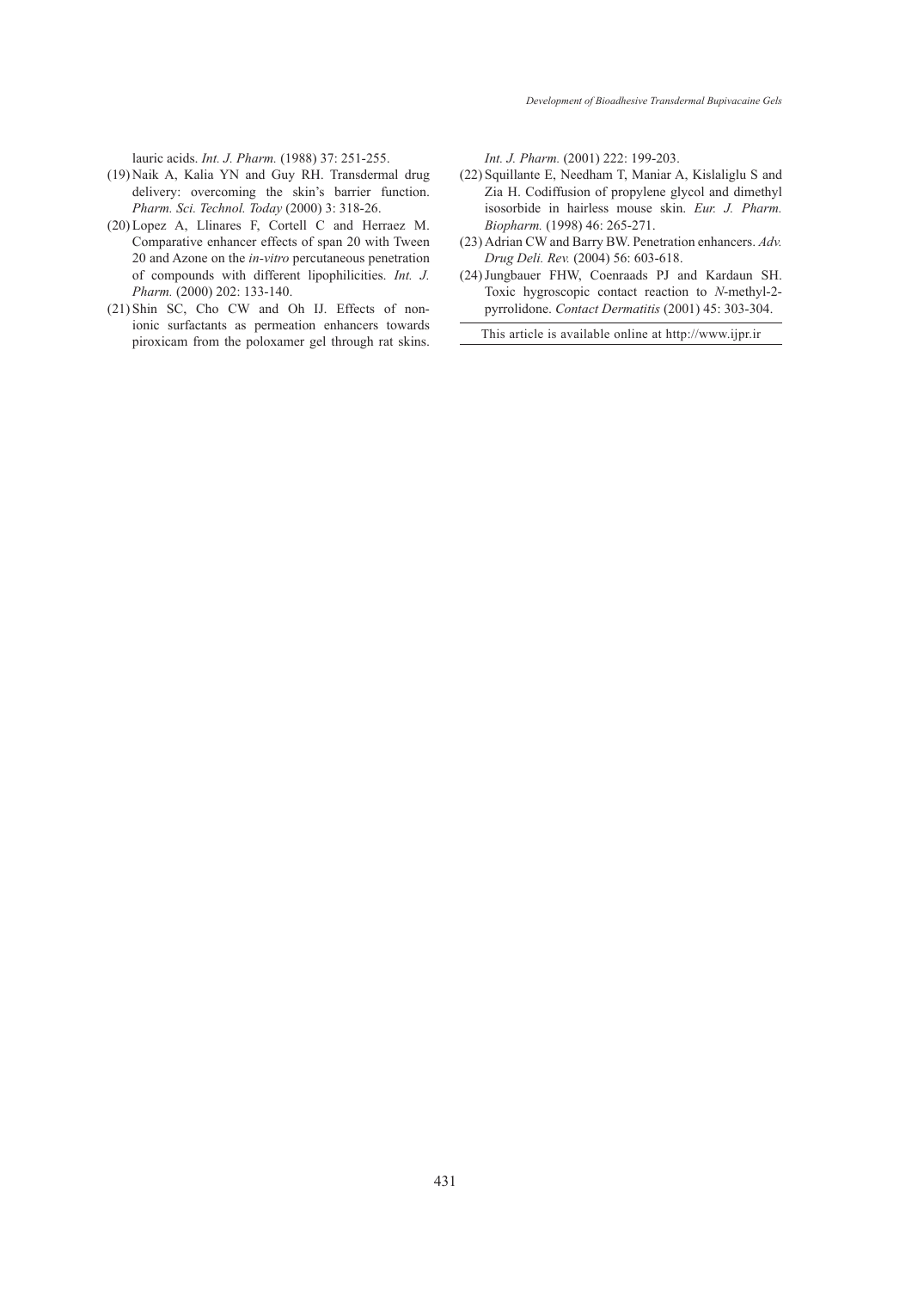lauric acids. *Int. J. Pharm.* (1988) 37: 251-255.

(19) Naik A, Kalia YN and Guy RH. Transdermal drug delivery: overcoming the skin's barrier function. *Pharm. Sci. Technol. Today* (2000) 3: 318-26.

(20) Lopez A, Llinares F, Cortell C and Herraez M. Comparative enhancer effects of span 20 with Tween 20 and Azone on the *in-vitro* percutaneous penetration of compounds with different lipophilicities. *Int. J. Pharm.* (2000) 202: 133-140.

(21) Shin SC, Cho CW and Oh IJ. Effects of non-ionic surfactants as permeation enhancers towards piroxicam from the poloxamer gel through rat skins. *Int. J. Pharm.* (2001) 222: 199-203.

(22) Squillante E, Needham T, Maniar A, Kislaliglu S and Zia H. Codiffusion of propylene glycol and dimethyl isosorbide in hairless mouse skin. *Eur. J. Pharm. Biopharm.* (1998) 46: 265-271.

(23) Adrian CW and Barry BW. Penetration enhancers. *Adv. Drug Deli. Rev.* (2004) 56: 603-618.

(24) Jungbauer FHW, Coenraads PJ and Kardaun SH. Toxic hygroscopic contact reaction to *N*-methyl-2-pyrrolidone. *Contact Dermatitis* (2001) 45: 303-304.

This article is available online at http://www.ijpr.ir